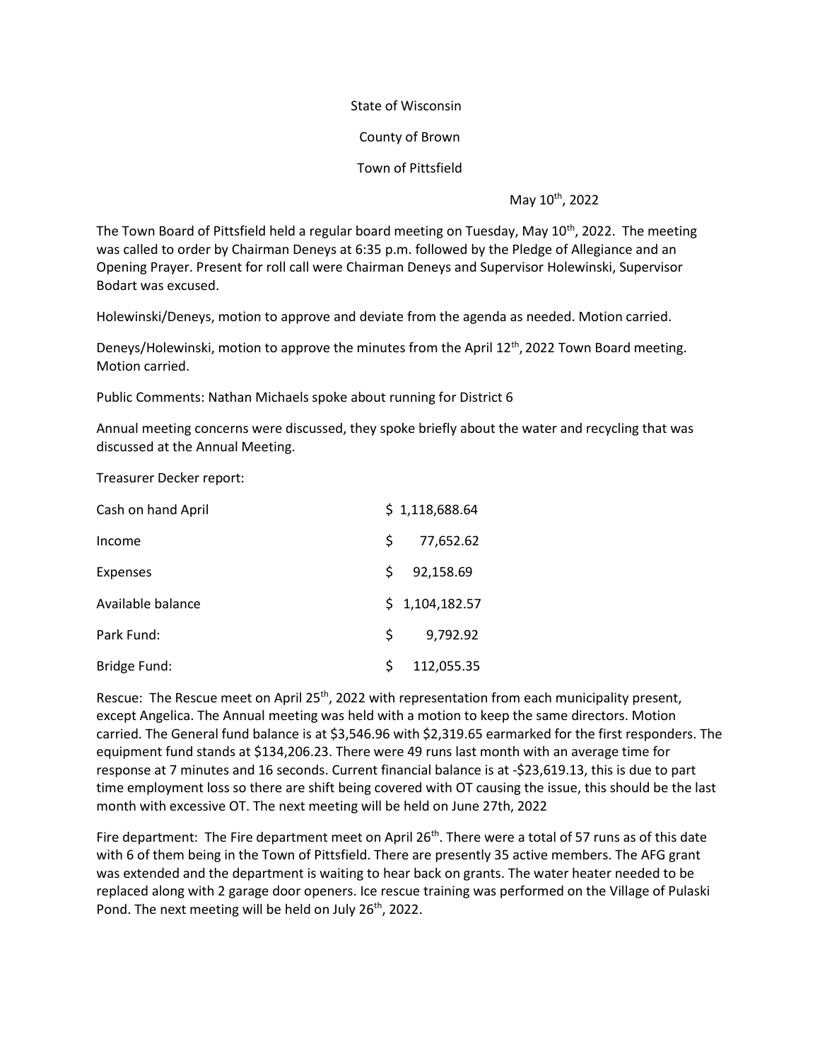State of Wisconsin

County of Brown

Town of Pittsfield

May 10th, 2022

The Town Board of Pittsfield held a regular board meeting on Tuesday, May 10th, 2022. The meeting was called to order by Chairman Deneys at 6:35 p.m. followed by the Pledge of Allegiance and an Opening Prayer. Present for roll call were Chairman Deneys and Supervisor Holewinski, Supervisor Bodart was excused.

Holewinski/Deneys, motion to approve and deviate from the agenda as needed. Motion carried.

Deneys/Holewinski, motion to approve the minutes from the April 12th, 2022 Town Board meeting. Motion carried.

Public Comments: Nathan Michaels spoke about running for District 6

Annual meeting concerns were discussed, they spoke briefly about the water and recycling that was discussed at the Annual Meeting.

Treasurer Decker report:

| | |
|---|---|
| Cash on hand April | $ 1,118,688.64 |
| Income | $ 77,652.62 |
| Expenses | $ 92,158.69 |
| Available balance | $ 1,104,182.57 |
| Park Fund: | $ 9,792.92 |
| Bridge Fund: | $ 112,055.35 |

Rescue: The Rescue meet on April 25th, 2022 with representation from each municipality present, except Angelica. The Annual meeting was held with a motion to keep the same directors. Motion carried. The General fund balance is at $3,546.96 with $2,319.65 earmarked for the first responders. The equipment fund stands at $134,206.23. There were 49 runs last month with an average time for response at 7 minutes and 16 seconds. Current financial balance is at -$23,619.13, this is due to part time employment loss so there are shift being covered with OT causing the issue, this should be the last month with excessive OT. The next meeting will be held on June 27th, 2022

Fire department: The Fire department meet on April 26th. There were a total of 57 runs as of this date with 6 of them being in the Town of Pittsfield. There are presently 35 active members. The AFG grant was extended and the department is waiting to hear back on grants. The water heater needed to be replaced along with 2 garage door openers. Ice rescue training was performed on the Village of Pulaski Pond. The next meeting will be held on July 26th, 2022.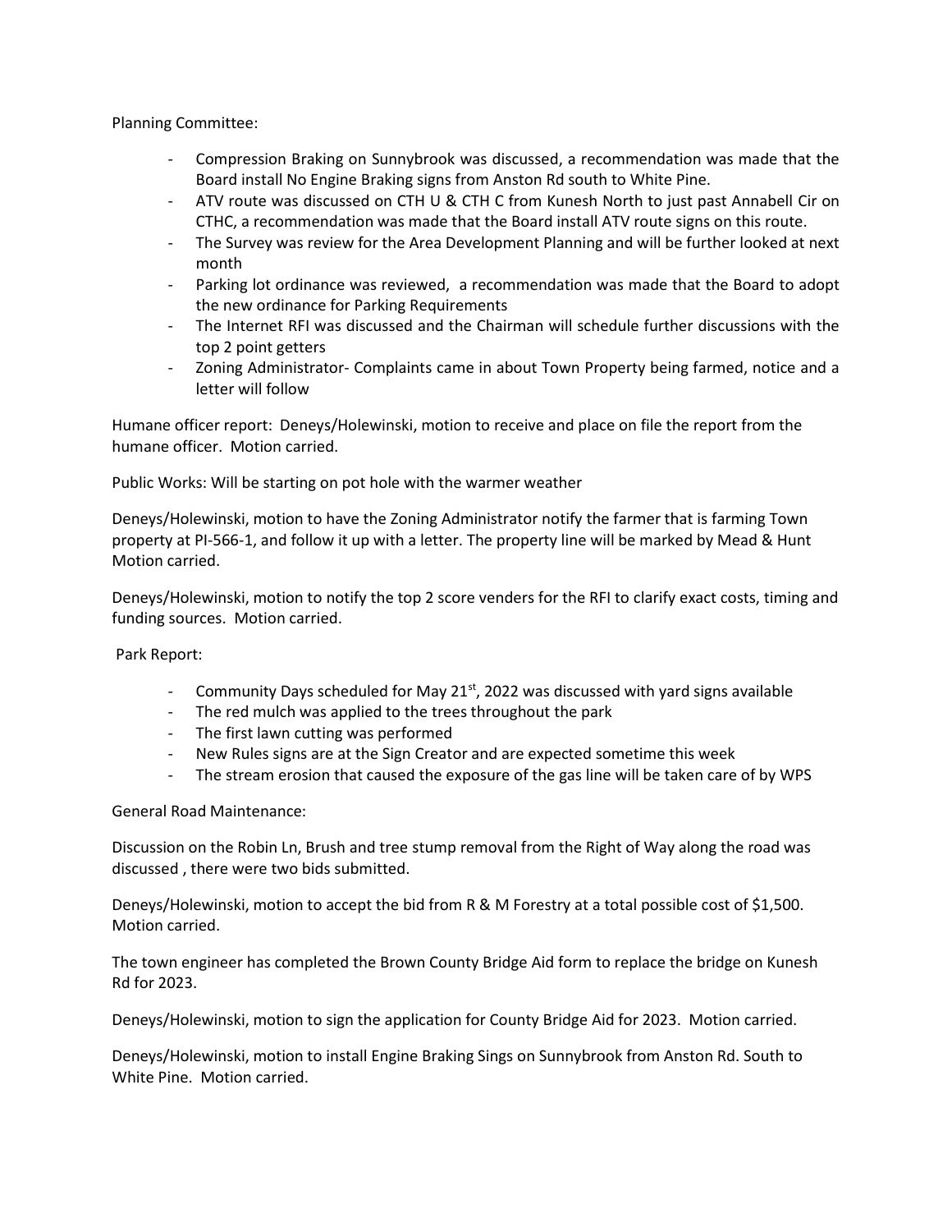Planning Committee:

- Compression Braking on Sunnybrook was discussed, a recommendation was made that the Board install No Engine Braking signs from Anston Rd south to White Pine.
- ATV route was discussed on CTH U & CTH C from Kunesh North to just past Annabell Cir on CTHC, a recommendation was made that the Board install ATV route signs on this route.
- The Survey was review for the Area Development Planning and will be further looked at next month
- Parking lot ordinance was reviewed, a recommendation was made that the Board to adopt the new ordinance for Parking Requirements
- The Internet RFI was discussed and the Chairman will schedule further discussions with the top 2 point getters
- Zoning Administrator- Complaints came in about Town Property being farmed, notice and a letter will follow

Humane officer report: Deneys/Holewinski, motion to receive and place on file the report from the humane officer. Motion carried.

Public Works: Will be starting on pot hole with the warmer weather

Deneys/Holewinski, motion to have the Zoning Administrator notify the farmer that is farming Town property at PI-566-1, and follow it up with a letter. The property line will be marked by Mead & Hunt Motion carried.

Deneys/Holewinski, motion to notify the top 2 score venders for the RFI to clarify exact costs, timing and funding sources. Motion carried.

Park Report:

- Community Days scheduled for May 21st, 2022 was discussed with yard signs available
- The red mulch was applied to the trees throughout the park
- The first lawn cutting was performed
- New Rules signs are at the Sign Creator and are expected sometime this week
- The stream erosion that caused the exposure of the gas line will be taken care of by WPS

General Road Maintenance:

Discussion on the Robin Ln, Brush and tree stump removal from the Right of Way along the road was discussed , there were two bids submitted.

Deneys/Holewinski, motion to accept the bid from R & M Forestry at a total possible cost of $1,500. Motion carried.

The town engineer has completed the Brown County Bridge Aid form to replace the bridge on Kunesh Rd for 2023.

Deneys/Holewinski, motion to sign the application for County Bridge Aid for 2023. Motion carried.

Deneys/Holewinski, motion to install Engine Braking Sings on Sunnybrook from Anston Rd. South to White Pine. Motion carried.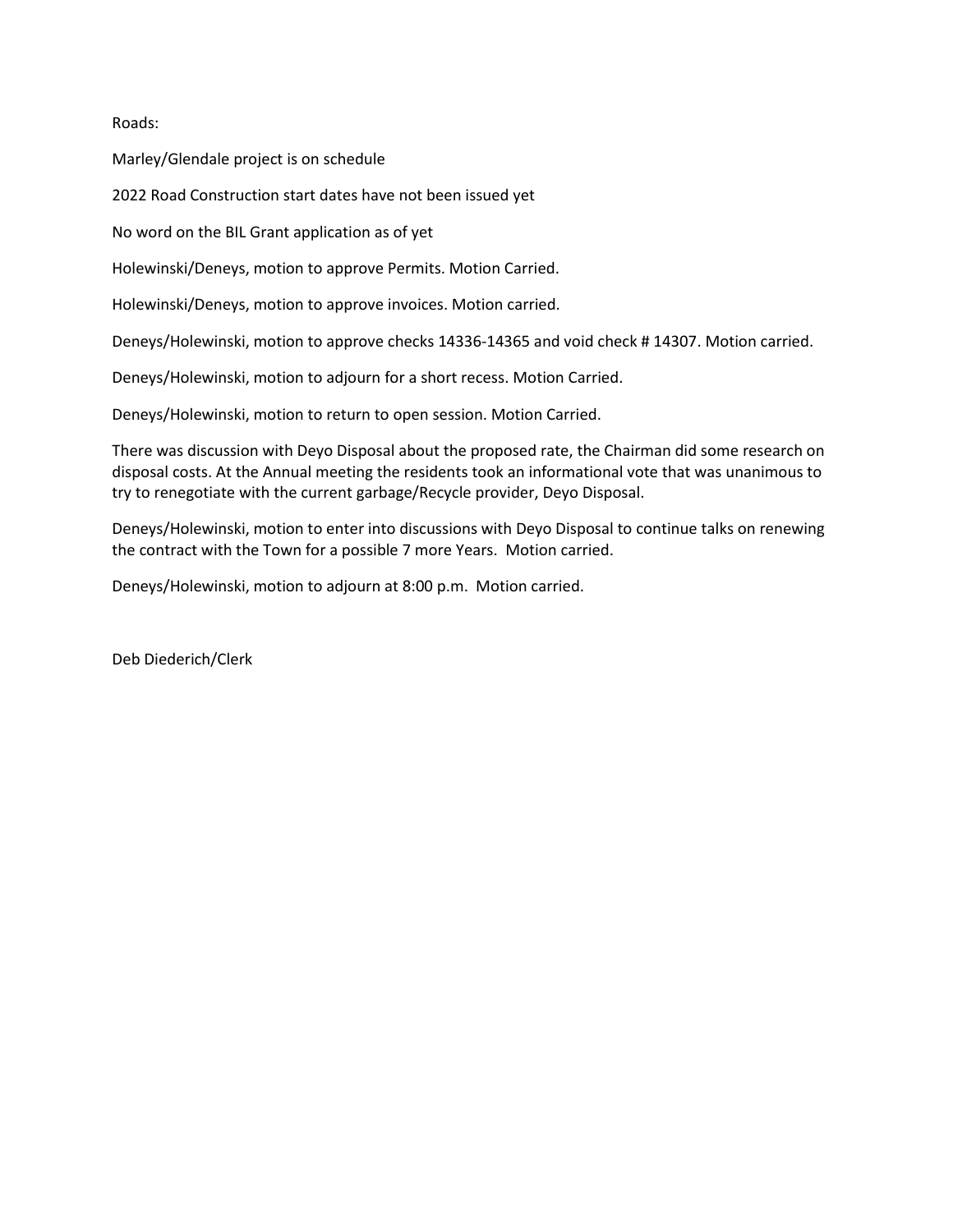Roads:

Marley/Glendale project is on schedule

2022 Road Construction start dates have not been issued yet

No word on the BIL Grant application as of yet

Holewinski/Deneys, motion to approve Permits. Motion Carried.

Holewinski/Deneys, motion to approve invoices. Motion carried.

Deneys/Holewinski, motion to approve checks 14336-14365 and void check # 14307. Motion carried.

Deneys/Holewinski, motion to adjourn for a short recess. Motion Carried.

Deneys/Holewinski, motion to return to open session. Motion Carried.

There was discussion with Deyo Disposal about the proposed rate, the Chairman did some research on disposal costs. At the Annual meeting the residents took an informational vote that was unanimous to try to renegotiate with the current garbage/Recycle provider, Deyo Disposal.

Deneys/Holewinski, motion to enter into discussions with Deyo Disposal to continue talks on renewing the contract with the Town for a possible 7 more Years. Motion carried.

Deneys/Holewinski, motion to adjourn at 8:00 p.m. Motion carried.

Deb Diederich/Clerk